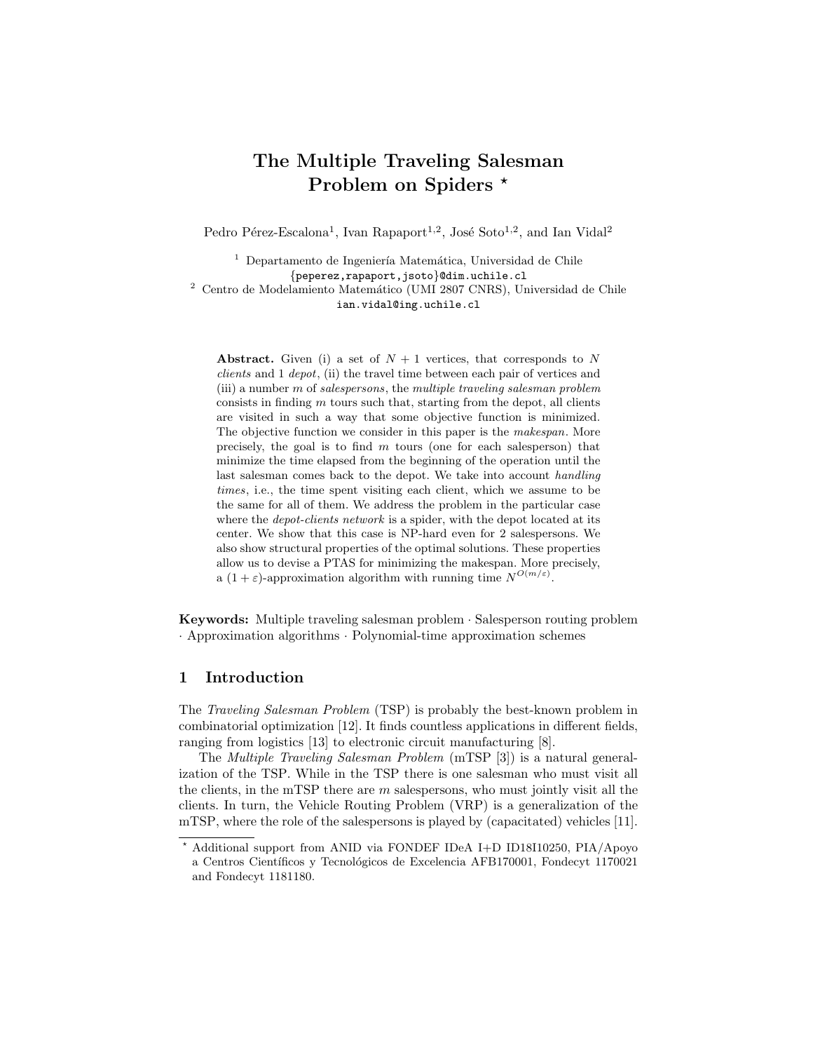# The Multiple Traveling Salesman Problem on Spiders ⋆

Pedro Pérez-Escalona[1], Ivan Rapaport[1,2], José Soto[1,2], and Ian Vidal[2]

[1] Departamento de Ingeniería Matemática, Universidad de Chile
{peperez,rapaport,jsoto}@dim.uchile.cl

[2] Centro de Modelamiento Matemático (UMI 2807 CNRS), Universidad de Chile
ian.vidal@ing.uchile.cl

**Abstract.** Given (i) a set of $N + 1$ vertices, that corresponds to $N$ *clients* and 1 *depot*, (ii) the travel time between each pair of vertices and (iii) a number $m$ of *salespersons*, the *multiple traveling salesman problem* consists in finding $m$ tours such that, starting from the depot, all clients are visited in such a way that some objective function is minimized. The objective function we consider in this paper is the *makespan*. More precisely, the goal is to find $m$ tours (one for each salesperson) that minimize the time elapsed from the beginning of the operation until the last salesman comes back to the depot. We take into account *handling times*, i.e., the time spent visiting each client, which we assume to be the same for all of them. We address the problem in the particular case where the *depot-clients network* is a spider, with the depot located at its center. We show that this case is NP-hard even for 2 salespersons. We also show structural properties of the optimal solutions. These properties allow us to devise a PTAS for minimizing the makespan. More precisely, a $(1 + \varepsilon)$-approximation algorithm with running time $N^{O(m/\varepsilon)}$.

**Keywords:** Multiple traveling salesman problem · Salesperson routing problem · Approximation algorithms · Polynomial-time approximation schemes

## 1 Introduction

The *Traveling Salesman Problem* (TSP) is probably the best-known problem in combinatorial optimization [12]. It finds countless applications in different fields, ranging from logistics [13] to electronic circuit manufacturing [8].

The *Multiple Traveling Salesman Problem* (mTSP [3]) is a natural generalization of the TSP. While in the TSP there is one salesman who must visit all the clients, in the mTSP there are $m$ salespersons, who must jointly visit all the clients. In turn, the Vehicle Routing Problem (VRP) is a generalization of the mTSP, where the role of the salespersons is played by (capacitated) vehicles [11].

⋆ Additional support from ANID via FONDEF IDeA I+D ID18I10250, PIA/Apoyo a Centros Científicos y Tecnológicos de Excelencia AFB170001, Fondecyt 1170021 and Fondecyt 1181180.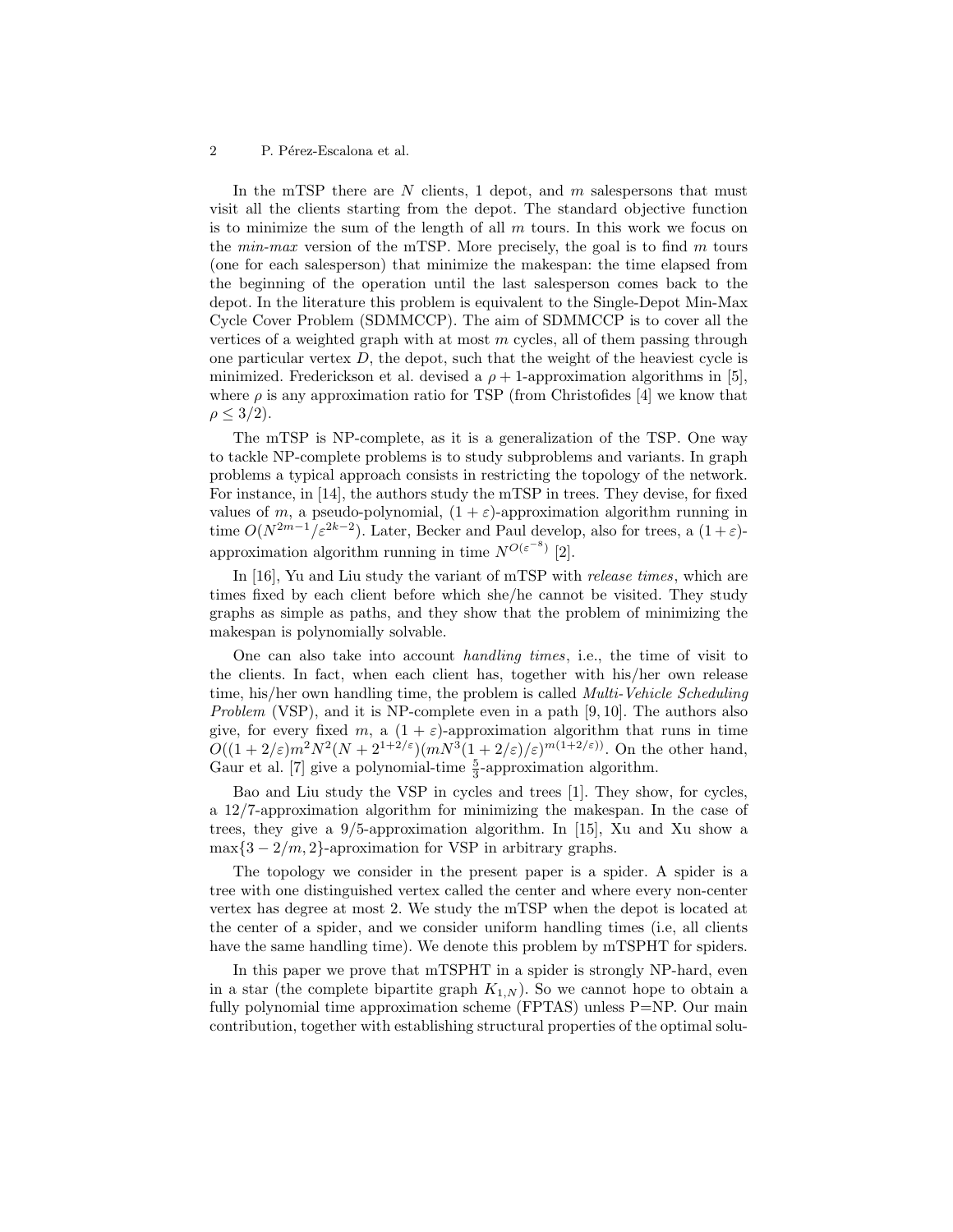In the mTSP there are $N$ clients, 1 depot, and $m$ salespersons that must visit all the clients starting from the depot. The standard objective function is to minimize the sum of the length of all $m$ tours. In this work we focus on the *min-max* version of the mTSP. More precisely, the goal is to find $m$ tours (one for each salesperson) that minimize the makespan: the time elapsed from the beginning of the operation until the last salesperson comes back to the depot. In the literature this problem is equivalent to the Single-Depot Min-Max Cycle Cover Problem (SDMMCCP). The aim of SDMMCCP is to cover all the vertices of a weighted graph with at most $m$ cycles, all of them passing through one particular vertex $D$, the depot, such that the weight of the heaviest cycle is minimized. Frederickson et al. devised a $\rho + 1$-approximation algorithms in [5], where $\rho$ is any approximation ratio for TSP (from Christofides [4] we know that $\rho \leq 3/2$).

The mTSP is NP-complete, as it is a generalization of the TSP. One way to tackle NP-complete problems is to study subproblems and variants. In graph problems a typical approach consists in restricting the topology of the network. For instance, in [14], the authors study the mTSP in trees. They devise, for fixed values of $m$, a pseudo-polynomial, $(1 + \varepsilon)$-approximation algorithm running in time $O(N^{2m-1}/\varepsilon^{2k-2})$. Later, Becker and Paul develop, also for trees, a $(1+\varepsilon)$-approximation algorithm running in time $N^{O(\varepsilon^{-8})}$ [2].

In [16], Yu and Liu study the variant of mTSP with *release times*, which are times fixed by each client before which she/he cannot be visited. They study graphs as simple as paths, and they show that the problem of minimizing the makespan is polynomially solvable.

One can also take into account *handling times*, i.e., the time of visit to the clients. In fact, when each client has, together with his/her own release time, his/her own handling time, the problem is called *Multi-Vehicle Scheduling Problem* (VSP), and it is NP-complete even in a path [9, 10]. The authors also give, for every fixed $m$, a $(1 + \varepsilon)$-approximation algorithm that runs in time $O((1 + 2/\varepsilon)m^2N^2(N + 2^{1+2/\varepsilon})(mN^3(1 + 2/\varepsilon)/\varepsilon)^{m(1+2/\varepsilon)})$. On the other hand, Gaur et al. [7] give a polynomial-time $\frac{5}{3}$-approximation algorithm.

Bao and Liu study the VSP in cycles and trees [1]. They show, for cycles, a 12/7-approximation algorithm for minimizing the makespan. In the case of trees, they give a 9/5-approximation algorithm. In [15], Xu and Xu show a $\max\{3 - 2/m, 2\}$-aproximation for VSP in arbitrary graphs.

The topology we consider in the present paper is a spider. A spider is a tree with one distinguished vertex called the center and where every non-center vertex has degree at most 2. We study the mTSP when the depot is located at the center of a spider, and we consider uniform handling times (i.e, all clients have the same handling time). We denote this problem by mTSPHT for spiders.

In this paper we prove that mTSPHT in a spider is strongly NP-hard, even in a star (the complete bipartite graph $K_{1,N}$). So we cannot hope to obtain a fully polynomial time approximation scheme (FPTAS) unless P=NP. Our main contribution, together with establishing structural properties of the optimal solu-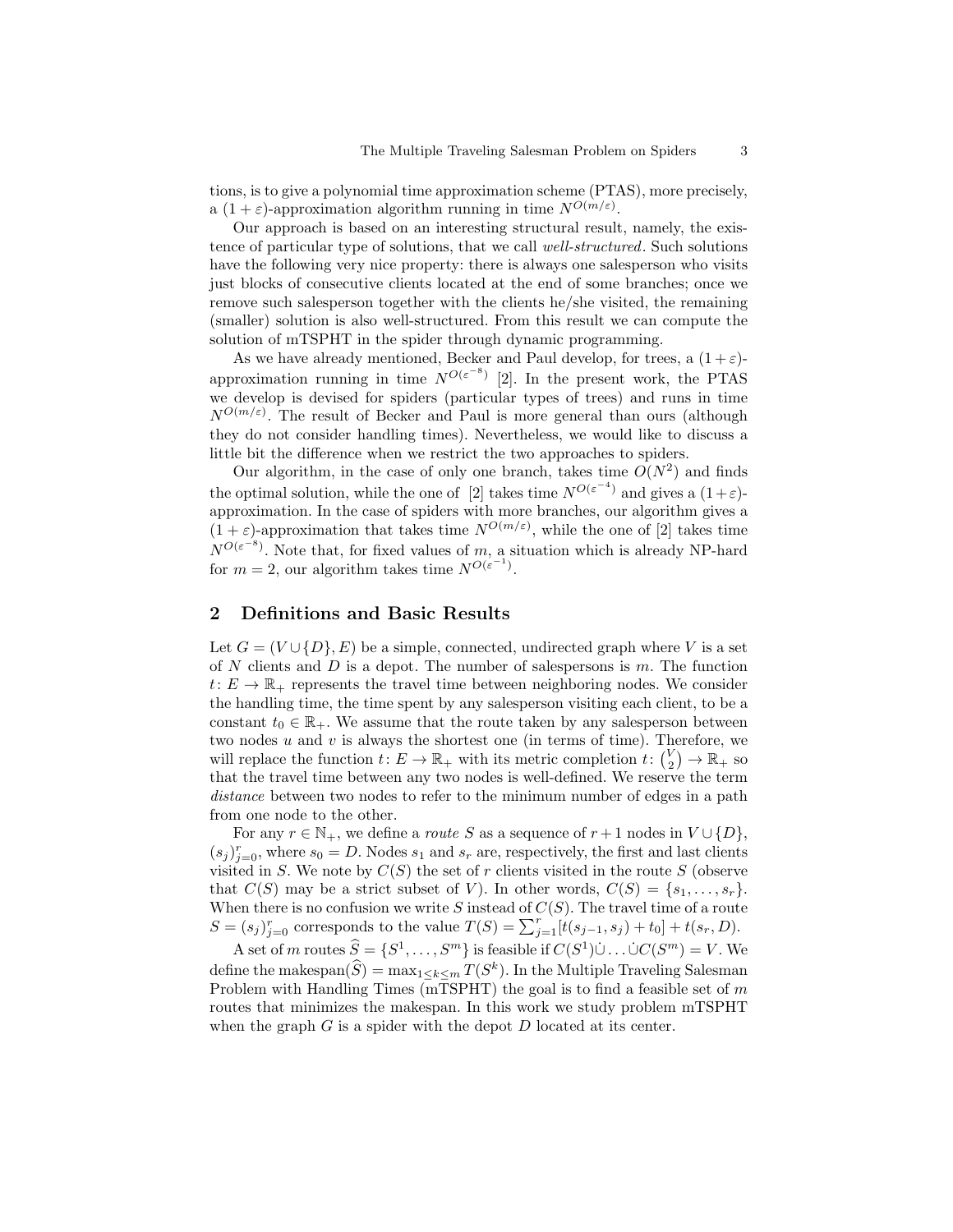tions, is to give a polynomial time approximation scheme (PTAS), more precisely, a $(1+\varepsilon)$-approximation algorithm running in time $N^{O(m/\varepsilon)}$.

Our approach is based on an interesting structural result, namely, the existence of particular type of solutions, that we call *well-structured*. Such solutions have the following very nice property: there is always one salesperson who visits just blocks of consecutive clients located at the end of some branches; once we remove such salesperson together with the clients he/she visited, the remaining (smaller) solution is also well-structured. From this result we can compute the solution of mTSPHT in the spider through dynamic programming.

As we have already mentioned, Becker and Paul develop, for trees, a $(1+\varepsilon)$-approximation running in time $N^{O(\varepsilon^{-8})}$ [2]. In the present work, the PTAS we develop is devised for spiders (particular types of trees) and runs in time $N^{O(m/\varepsilon)}$. The result of Becker and Paul is more general than ours (although they do not consider handling times). Nevertheless, we would like to discuss a little bit the difference when we restrict the two approaches to spiders.

Our algorithm, in the case of only one branch, takes time $O(N^2)$ and finds the optimal solution, while the one of [2] takes time $N^{O(\varepsilon^{-4})}$ and gives a $(1+\varepsilon)$-approximation. In the case of spiders with more branches, our algorithm gives a $(1+\varepsilon)$-approximation that takes time $N^{O(m/\varepsilon)}$, while the one of [2] takes time $N^{O(\varepsilon^{-8})}$. Note that, for fixed values of $m$, a situation which is already NP-hard for $m = 2$, our algorithm takes time $N^{O(\varepsilon^{-1})}$.

## 2 Definitions and Basic Results

Let $G = (V \cup \{D\}, E)$ be a simple, connected, undirected graph where $V$ is a set of $N$ clients and $D$ is a depot. The number of salespersons is $m$. The function $t\colon E \to \mathbb{R}_+$ represents the travel time between neighboring nodes. We consider the handling time, the time spent by any salesperson visiting each client, to be a constant $t_0 \in \mathbb{R}_+$. We assume that the route taken by any salesperson between two nodes $u$ and $v$ is always the shortest one (in terms of time). Therefore, we will replace the function $t\colon E \to \mathbb{R}_+$ with its metric completion $t\colon \binom{V}{2} \to \mathbb{R}_+$ so that the travel time between any two nodes is well-defined. We reserve the term *distance* between two nodes to refer to the minimum number of edges in a path from one node to the other.

For any $r \in \mathbb{N}_+$, we define a *route* $S$ as a sequence of $r+1$ nodes in $V \cup \{D\}$, $(s_j)_{j=0}^{r}$, where $s_0 = D$. Nodes $s_1$ and $s_r$ are, respectively, the first and last clients visited in $S$. We note by $C(S)$ the set of $r$ clients visited in the route $S$ (observe that $C(S)$ may be a strict subset of $V$). In other words, $C(S) = \{s_1, \ldots, s_r\}$. When there is no confusion we write $S$ instead of $C(S)$. The travel time of a route $S = (s_j)_{j=0}^{r}$ corresponds to the value $T(S) = \sum_{j=1}^{r}[t(s_{j-1}, s_j) + t_0] + t(s_r, D)$.

A set of $m$ routes $\widehat{S} = \{S^1, \ldots, S^m\}$ is feasible if $C(S^1) \dot\cup \ldots \dot\cup C(S^m) = V$. We define the makespan$(\widehat{S}) = \max_{1 \le k \le m} T(S^k)$. In the Multiple Traveling Salesman Problem with Handling Times (mTSPHT) the goal is to find a feasible set of $m$ routes that minimizes the makespan. In this work we study problem mTSPHT when the graph $G$ is a spider with the depot $D$ located at its center.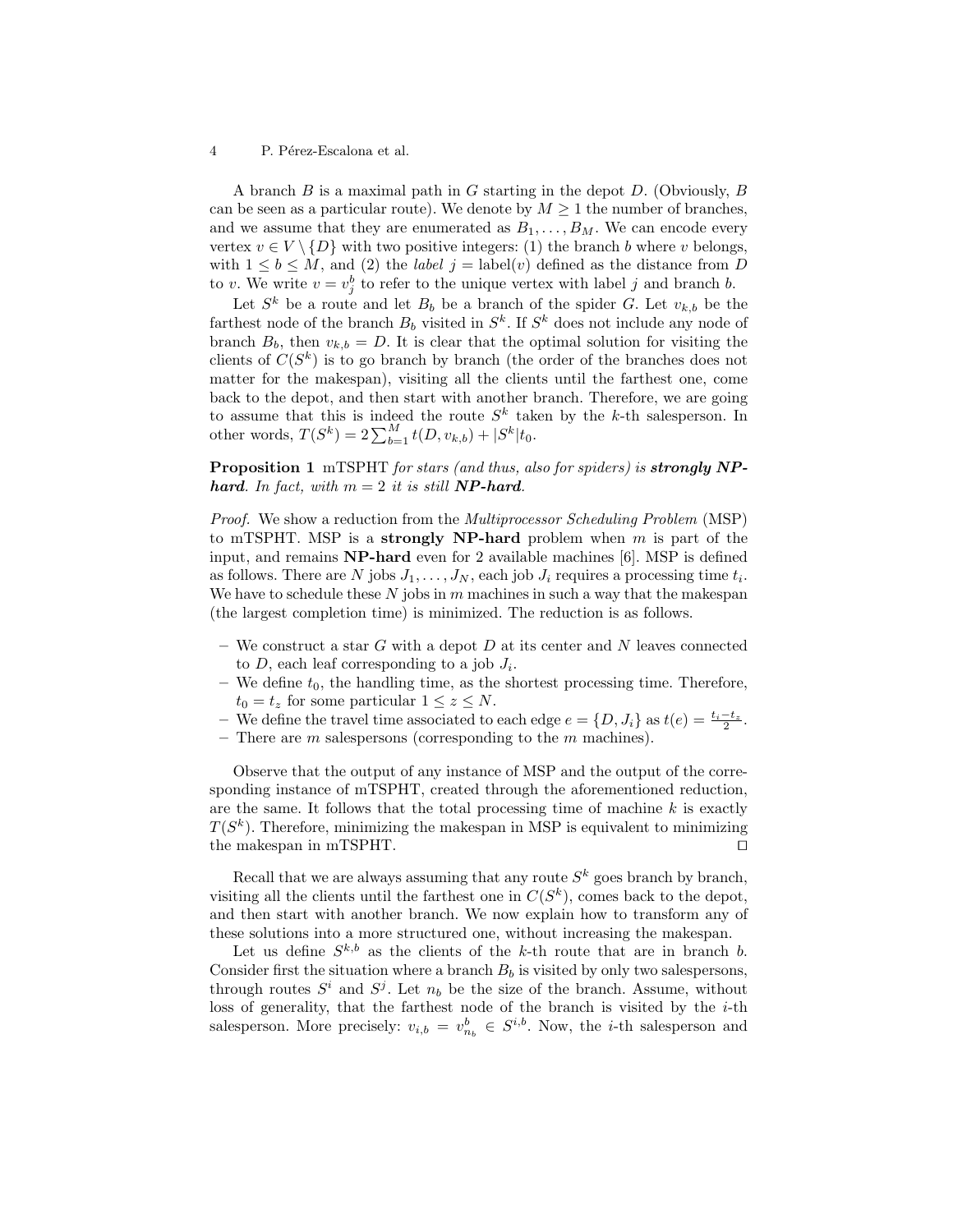A branch $B$ is a maximal path in $G$ starting in the depot $D$. (Obviously, $B$ can be seen as a particular route). We denote by $M \geq 1$ the number of branches, and we assume that they are enumerated as $B_1, \ldots, B_M$. We can encode every vertex $v \in V \setminus \{D\}$ with two positive integers: (1) the branch $b$ where $v$ belongs, with $1 \leq b \leq M$, and (2) the *label* $j = \text{label}(v)$ defined as the distance from $D$ to $v$. We write $v = v^b_j$ to refer to the unique vertex with label $j$ and branch $b$.

Let $S^k$ be a route and let $B_b$ be a branch of the spider $G$. Let $v_{k,b}$ be the farthest node of the branch $B_b$ visited in $S^k$. If $S^k$ does not include any node of branch $B_b$, then $v_{k,b} = D$. It is clear that the optimal solution for visiting the clients of $C(S^k)$ is to go branch by branch (the order of the branches does not matter for the makespan), visiting all the clients until the farthest one, come back to the depot, and then start with another branch. Therefore, we are going to assume that this is indeed the route $S^k$ taken by the $k$-th salesperson. In other words, $T(S^k) = 2\sum_{b=1}^{M} t(D, v_{k,b}) + |S^k| t_0$.

**Proposition 1** *mTSPHT for stars (and thus, also for spiders) is* ***strongly NP-hard****. In fact, with $m = 2$ it is still* ***NP-hard****.*

*Proof.* We show a reduction from the *Multiprocessor Scheduling Problem* (MSP) to mTSPHT. MSP is a **strongly NP-hard** problem when $m$ is part of the input, and remains **NP-hard** even for 2 available machines [6]. MSP is defined as follows. There are $N$ jobs $J_1, \ldots, J_N$, each job $J_i$ requires a processing time $t_i$. We have to schedule these $N$ jobs in $m$ machines in such a way that the makespan (the largest completion time) is minimized. The reduction is as follows.

- We construct a star $G$ with a depot $D$ at its center and $N$ leaves connected to $D$, each leaf corresponding to a job $J_i$.
- We define $t_0$, the handling time, as the shortest processing time. Therefore, $t_0 = t_z$ for some particular $1 \leq z \leq N$.
- We define the travel time associated to each edge $e = \{D, J_i\}$ as $t(e) = \frac{t_i - t_z}{2}$.
- There are $m$ salespersons (corresponding to the $m$ machines).

Observe that the output of any instance of MSP and the output of the corresponding instance of mTSPHT, created through the aforementioned reduction, are the same. It follows that the total processing time of machine $k$ is exactly $T(S^k)$. Therefore, minimizing the makespan in MSP is equivalent to minimizing the makespan in mTSPHT. □

Recall that we are always assuming that any route $S^k$ goes branch by branch, visiting all the clients until the farthest one in $C(S^k)$, comes back to the depot, and then start with another branch. We now explain how to transform any of these solutions into a more structured one, without increasing the makespan.

Let us define $S^{k,b}$ as the clients of the $k$-th route that are in branch $b$. Consider first the situation where a branch $B_b$ is visited by only two salespersons, through routes $S^i$ and $S^j$. Let $n_b$ be the size of the branch. Assume, without loss of generality, that the farthest node of the branch is visited by the $i$-th salesperson. More precisely: $v_{i,b} = v^b_{n_b} \in S^{i,b}$. Now, the $i$-th salesperson and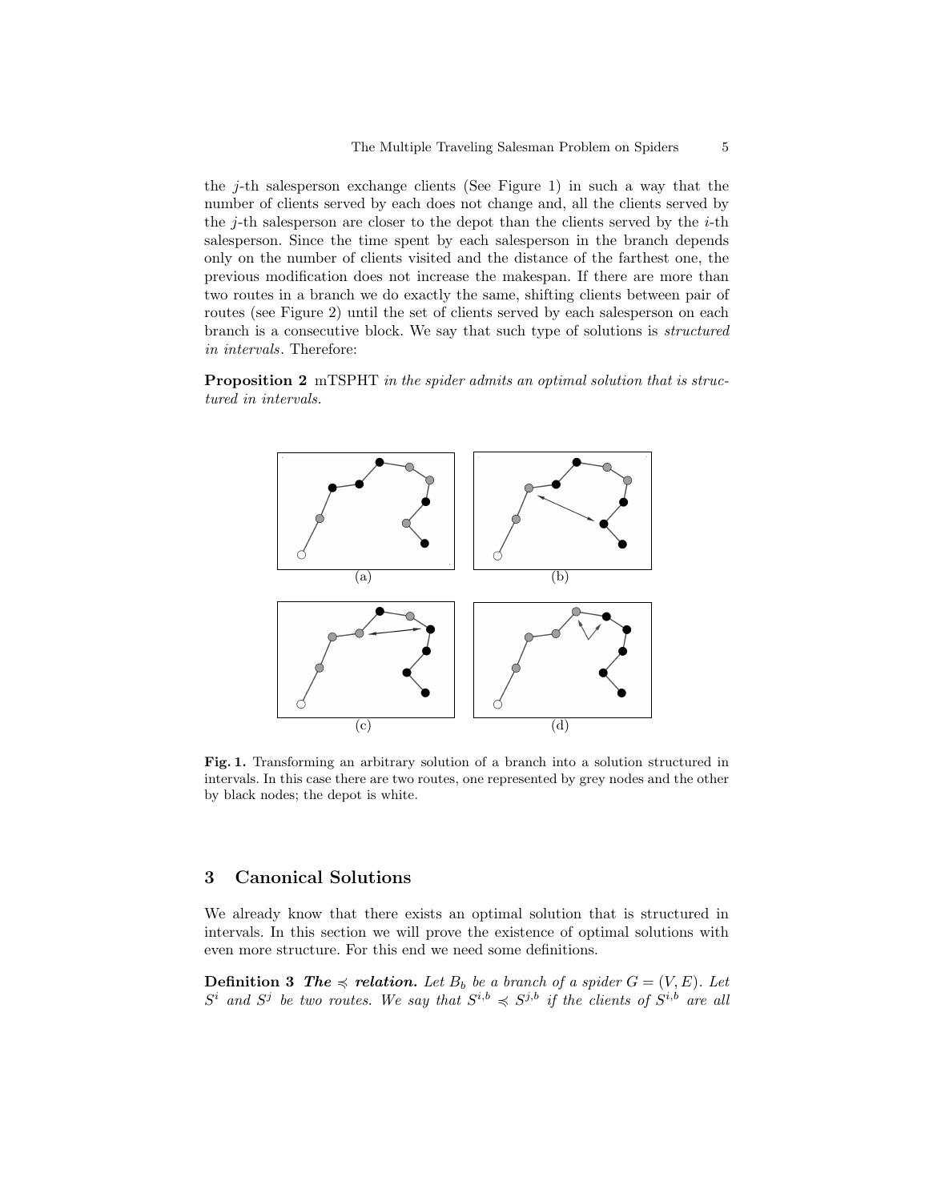the $j$-th salesperson exchange clients (See Figure 1) in such a way that the number of clients served by each does not change and, all the clients served by the $j$-th salesperson are closer to the depot than the clients served by the $i$-th salesperson. Since the time spent by each salesperson in the branch depends only on the number of clients visited and the distance of the farthest one, the previous modification does not increase the makespan. If there are more than two routes in a branch we do exactly the same, shifting clients between pair of routes (see Figure 2) until the set of clients served by each salesperson on each branch is a consecutive block. We say that such type of solutions is *structured in intervals*. Therefore:

**Proposition 2** mTSPHT *in the spider admits an optimal solution that is structured in intervals.*

**Fig. 1.** Transforming an arbitrary solution of a branch into a solution structured in intervals. In this case there are two routes, one represented by grey nodes and the other by black nodes; the depot is white.

## 3 Canonical Solutions

We already know that there exists an optimal solution that is structured in intervals. In this section we will prove the existence of optimal solutions with even more structure. For this end we need some definitions.

**Definition 3** ***The*** $\preccurlyeq$ ***relation.*** *Let $B_b$ be a branch of a spider $G = (V, E)$. Let $S^i$ and $S^j$ be two routes. We say that $S^{i,b} \preccurlyeq S^{j,b}$ if the clients of $S^{i,b}$ are all*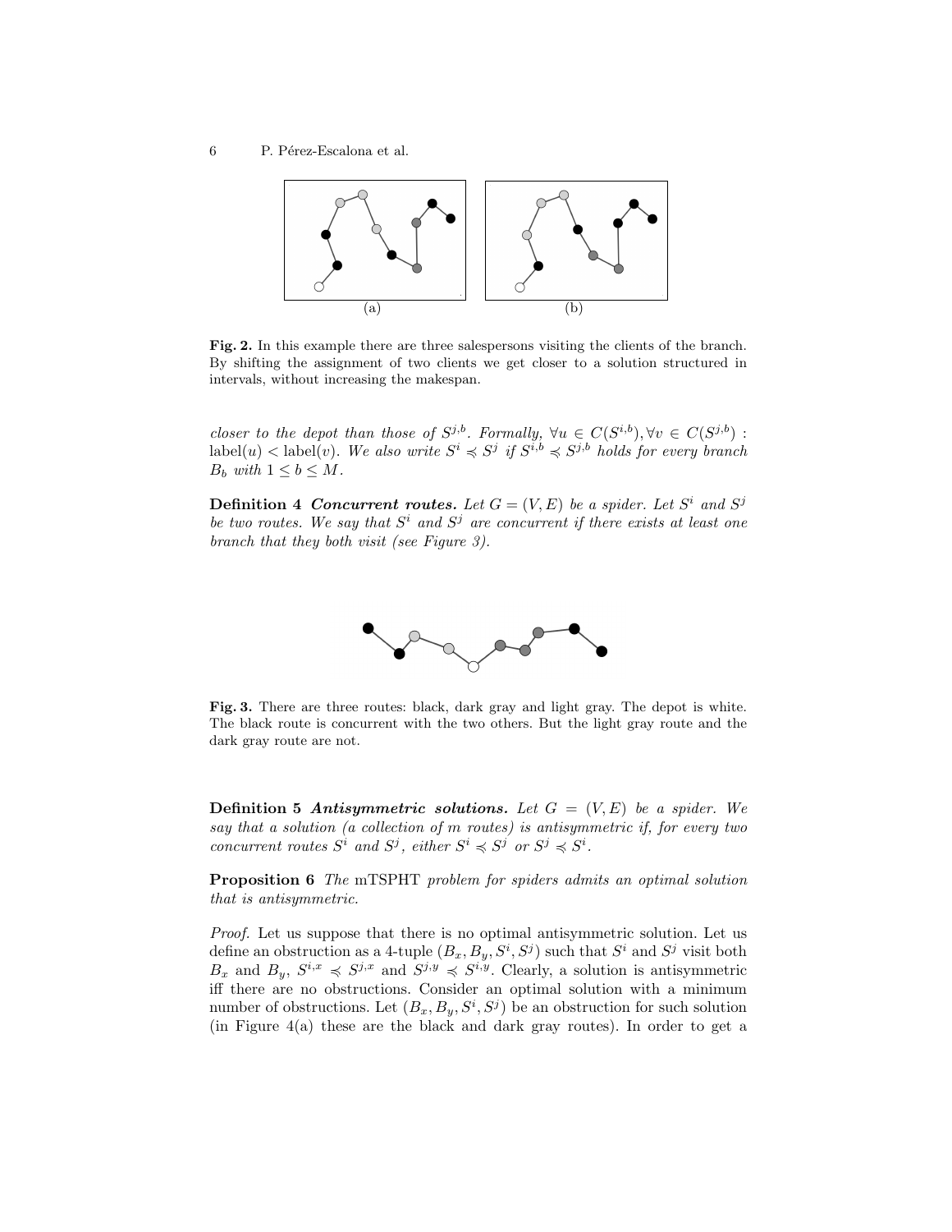Fig. 2. In this example there are three salespersons visiting the clients of the branch. By shifting the assignment of two clients we get closer to a solution structured in intervals, without increasing the makespan.

*closer to the depot than those of $S^{j,b}$. Formally, $\forall u \in C(S^{i,b}), \forall v \in C(S^{j,b})$ : $\text{label}(u) < \text{label}(v)$. We also write $S^i \preccurlyeq S^j$ if $S^{i,b} \preccurlyeq S^{j,b}$ holds for every branch $B_b$ with $1 \leq b \leq M$.*

**Definition 4** ***Concurrent routes.*** *Let $G = (V, E)$ be a spider. Let $S^i$ and $S^j$ be two routes. We say that $S^i$ and $S^j$ are concurrent if there exists at least one branch that they both visit (see Figure 3).*

Fig. 3. There are three routes: black, dark gray and light gray. The depot is white. The black route is concurrent with the two others. But the light gray route and the dark gray route are not.

**Definition 5** ***Antisymmetric solutions.*** *Let $G = (V, E)$ be a spider. We say that a solution (a collection of $m$ routes) is antisymmetric if, for every two concurrent routes $S^i$ and $S^j$, either $S^i \preccurlyeq S^j$ or $S^j \preccurlyeq S^i$.*

**Proposition 6** *The* mTSPHT *problem for spiders admits an optimal solution that is antisymmetric.*

*Proof.* Let us suppose that there is no optimal antisymmetric solution. Let us define an obstruction as a 4-tuple $(B_x, B_y, S^i, S^j)$ such that $S^i$ and $S^j$ visit both $B_x$ and $B_y$, $S^{i,x} \preccurlyeq S^{j,x}$ and $S^{j,y} \preccurlyeq S^{i,y}$. Clearly, a solution is antisymmetric iff there are no obstructions. Consider an optimal solution with a minimum number of obstructions. Let $(B_x, B_y, S^i, S^j)$ be an obstruction for such solution (in Figure 4(a) these are the black and dark gray routes). In order to get a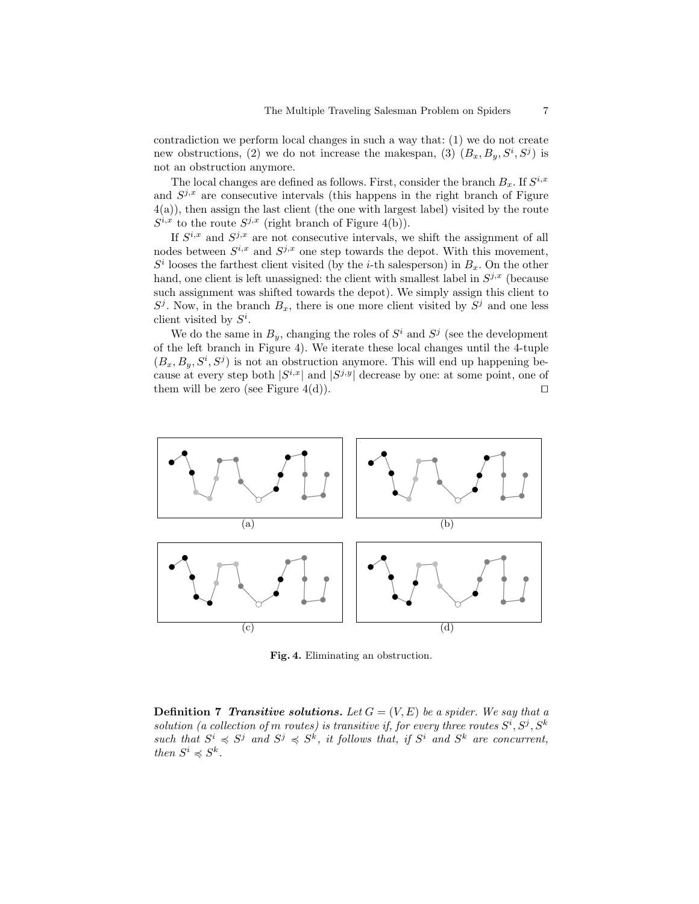contradiction we perform local changes in such a way that: (1) we do not create new obstructions, (2) we do not increase the makespan, (3) $(B_x, B_y, S^i, S^j)$ is not an obstruction anymore.

The local changes are defined as follows. First, consider the branch $B_x$. If $S^{i,x}$ and $S^{j,x}$ are consecutive intervals (this happens in the right branch of Figure 4(a)), then assign the last client (the one with largest label) visited by the route $S^{i,x}$ to the route $S^{j,x}$ (right branch of Figure 4(b)).

If $S^{i,x}$ and $S^{j,x}$ are not consecutive intervals, we shift the assignment of all nodes between $S^{i,x}$ and $S^{j,x}$ one step towards the depot. With this movement, $S^i$ looses the farthest client visited (by the $i$-th salesperson) in $B_x$. On the other hand, one client is left unassigned: the client with smallest label in $S^{j,x}$ (because such assignment was shifted towards the depot). We simply assign this client to $S^j$. Now, in the branch $B_x$, there is one more client visited by $S^j$ and one less client visited by $S^i$.

We do the same in $B_y$, changing the roles of $S^i$ and $S^j$ (see the development of the left branch in Figure 4). We iterate these local changes until the 4-tuple $(B_x, B_y, S^i, S^j)$ is not an obstruction anymore. This will end up happening because at every step both $|S^{i,x}|$ and $|S^{j,y}|$ decrease by one: at some point, one of them will be zero (see Figure 4(d)). □

(a)

(b)

(c)

(d)

**Fig. 4.** Eliminating an obstruction.

**Definition 7** ***Transitive solutions.*** *Let $G = (V, E)$ be a spider. We say that a solution (a collection of $m$ routes) is transitive if, for every three routes $S^i, S^j, S^k$ such that $S^i \preccurlyeq S^j$ and $S^j \preccurlyeq S^k$, it follows that, if $S^i$ and $S^k$ are concurrent, then $S^i \preccurlyeq S^k$.*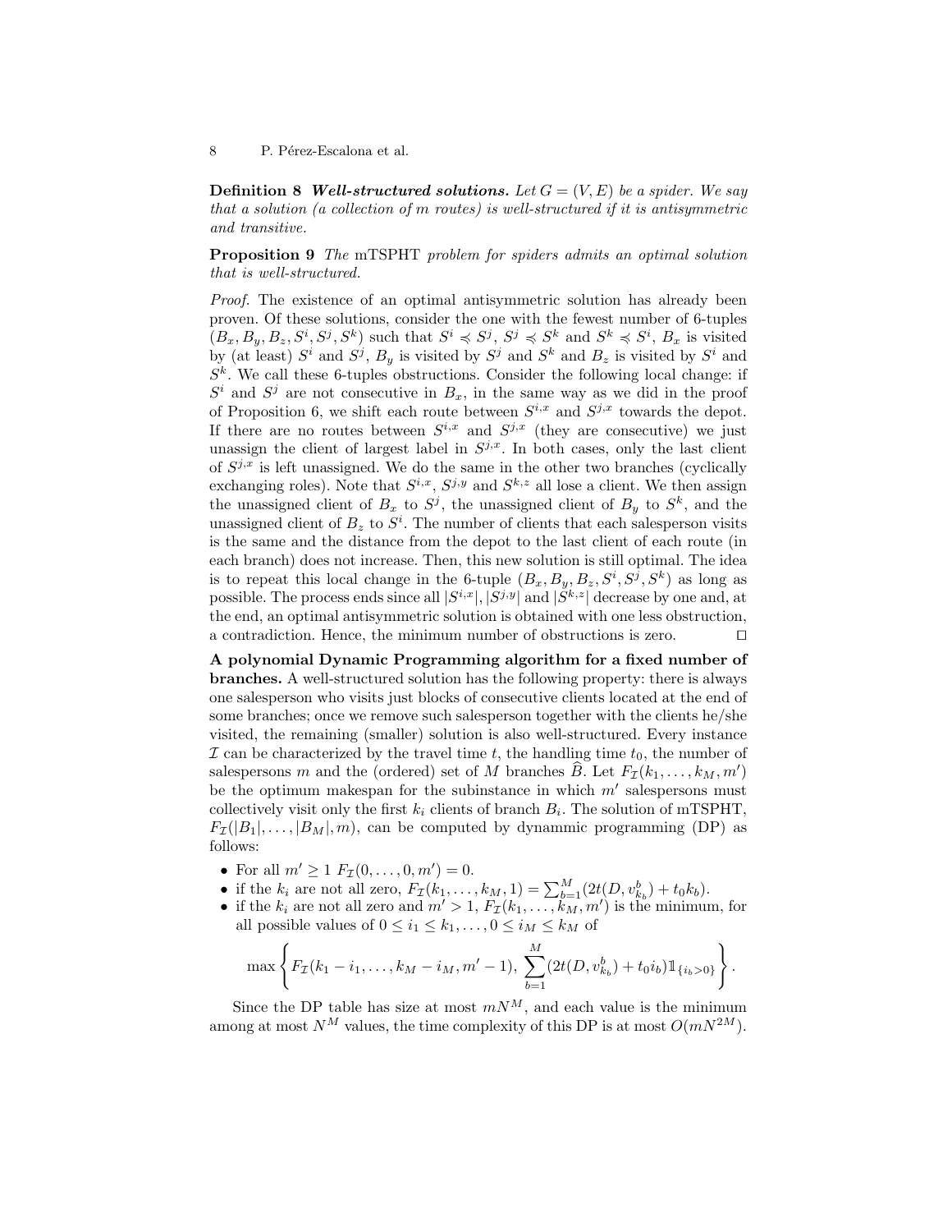**Definition 8** ***Well-structured solutions.*** *Let $G = (V, E)$ be a spider. We say that a solution (a collection of $m$ routes) is well-structured if it is antisymmetric and transitive.*

**Proposition 9** *The* mTSPHT *problem for spiders admits an optimal solution that is well-structured.*

*Proof.* The existence of an optimal antisymmetric solution has already been proven. Of these solutions, consider the one with the fewest number of 6-tuples $(B_x, B_y, B_z, S^i, S^j, S^k)$ such that $S^i \preccurlyeq S^j$, $S^j \preccurlyeq S^k$ and $S^k \preccurlyeq S^i$, $B_x$ is visited by (at least) $S^i$ and $S^j$, $B_y$ is visited by $S^j$ and $S^k$ and $B_z$ is visited by $S^i$ and $S^k$. We call these 6-tuples obstructions. Consider the following local change: if $S^i$ and $S^j$ are not consecutive in $B_x$, in the same way as we did in the proof of Proposition 6, we shift each route between $S^{i,x}$ and $S^{j,x}$ towards the depot. If there are no routes between $S^{i,x}$ and $S^{j,x}$ (they are consecutive) we just unassign the client of largest label in $S^{j,x}$. In both cases, only the last client of $S^{j,x}$ is left unassigned. We do the same in the other two branches (cyclically exchanging roles). Note that $S^{i,x}$, $S^{j,y}$ and $S^{k,z}$ all lose a client. We then assign the unassigned client of $B_x$ to $S^j$, the unassigned client of $B_y$ to $S^k$, and the unassigned client of $B_z$ to $S^i$. The number of clients that each salesperson visits is the same and the distance from the depot to the last client of each route (in each branch) does not increase. Then, this new solution is still optimal. The idea is to repeat this local change in the 6-tuple $(B_x, B_y, B_z, S^i, S^j, S^k)$ as long as possible. The process ends since all $|S^{i,x}|, |S^{j,y}|$ and $|S^{k,z}|$ decrease by one and, at the end, an optimal antisymmetric solution is obtained with one less obstruction, a contradiction. Hence, the minimum number of obstructions is zero. ◻

**A polynomial Dynamic Programming algorithm for a fixed number of branches.** A well-structured solution has the following property: there is always one salesperson who visits just blocks of consecutive clients located at the end of some branches; once we remove such salesperson together with the clients he/she visited, the remaining (smaller) solution is also well-structured. Every instance $\mathcal{I}$ can be characterized by the travel time $t$, the handling time $t_0$, the number of salespersons $m$ and the (ordered) set of $M$ branches $\widehat{B}$. Let $F_{\mathcal{I}}(k_1, \ldots, k_M, m')$ be the optimum makespan for the subinstance in which $m'$ salespersons must collectively visit only the first $k_i$ clients of branch $B_i$. The solution of mTSPHT, $F_{\mathcal{I}}(|B_1|, \ldots, |B_M|, m)$, can be computed by dynammic programming (DP) as follows:

- For all $m' \geq 1$ $F_{\mathcal{I}}(0, \ldots, 0, m') = 0$.
- if the $k_i$ are not all zero, $F_{\mathcal{I}}(k_1, \ldots, k_M, 1) = \sum_{b=1}^{M}(2t(D, v^b_{k_b}) + t_0 k_b)$.
- if the $k_i$ are not all zero and $m' > 1$, $F_{\mathcal{I}}(k_1, \ldots, k_M, m')$ is the minimum, for all possible values of $0 \leq i_1 \leq k_1, \ldots, 0 \leq i_M \leq k_M$ of

$$\max\left\{F_{\mathcal{I}}(k_1 - i_1, \ldots, k_M - i_M, m' - 1),\ \sum_{b=1}^{M}(2t(D, v^b_{k_b}) + t_0 i_b)\mathbb{1}_{\{i_b > 0\}}\right\}.$$

Since the DP table has size at most $mN^M$, and each value is the minimum among at most $N^M$ values, the time complexity of this DP is at most $O(mN^{2M})$.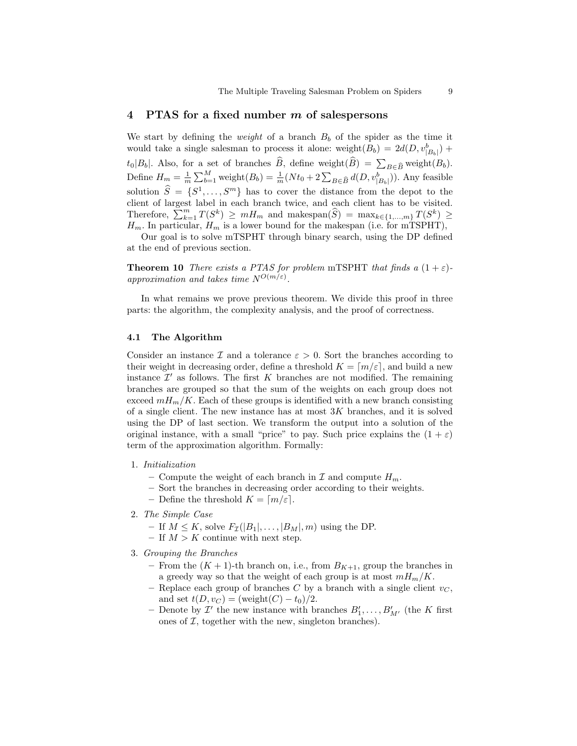## 4 PTAS for a fixed number $m$ of salespersons

We start by defining the *weight* of a branch $B_b$ of the spider as the time it would take a single salesman to process it alone: $\text{weight}(B_b) = 2d(D, v^b_{|B_b|}) + t_0|B_b|$. Also, for a set of branches $\widehat{B}$, define $\text{weight}(\widehat{B}) = \sum_{B \in \widehat{B}} \text{weight}(B_b)$. Define $H_m = \frac{1}{m}\sum_{b=1}^{M} \text{weight}(B_b) = \frac{1}{m}(Nt_0 + 2\sum_{B \in \widehat{B}} d(D, v^b_{|B_b|}))$. Any feasible solution $\widehat{S} = \{S^1, \ldots, S^m\}$ has to cover the distance from the depot to the client of largest label in each branch twice, and each client has to be visited. Therefore, $\sum_{k=1}^{m} T(S^k) \geq mH_m$ and $\text{makespan}(\widehat{S}) = \max_{k \in \{1,\ldots,m\}} T(S^k) \geq H_m$. In particular, $H_m$ is a lower bound for the makespan (i.e. for mTSPHT),

Our goal is to solve mTSPHT through binary search, using the DP defined at the end of previous section.

**Theorem 10** *There exists a PTAS for problem* mTSPHT *that finds a* $(1+\varepsilon)$*-approximation and takes time* $N^{O(m/\varepsilon)}$.

In what remains we prove previous theorem. We divide this proof in three parts: the algorithm, the complexity analysis, and the proof of correctness.

### 4.1 The Algorithm

Consider an instance $\mathcal{I}$ and a tolerance $\varepsilon > 0$. Sort the branches according to their weight in decreasing order, define a threshold $K = \lceil m/\varepsilon \rceil$, and build a new instance $\mathcal{I}'$ as follows. The first $K$ branches are not modified. The remaining branches are grouped so that the sum of the weights on each group does not exceed $mH_m/K$. Each of these groups is identified with a new branch consisting of a single client. The new instance has at most $3K$ branches, and it is solved using the DP of last section. We transform the output into a solution of the original instance, with a small "price" to pay. Such price explains the $(1+\varepsilon)$ term of the approximation algorithm. Formally:

1. *Initialization*
   - Compute the weight of each branch in $\mathcal{I}$ and compute $H_m$.
   - Sort the branches in decreasing order according to their weights.
   - Define the threshold $K = \lceil m/\varepsilon \rceil$.
2. *The Simple Case*
   - If $M \leq K$, solve $F_{\mathcal{I}}(|B_1|, \ldots, |B_M|, m)$ using the DP.
   - If $M > K$ continue with next step.
3. *Grouping the Branches*
   - From the $(K+1)$-th branch on, i.e., from $B_{K+1}$, group the branches in a greedy way so that the weight of each group is at most $mH_m/K$.
   - Replace each group of branches $C$ by a branch with a single client $v_C$, and set $t(D, v_C) = (\text{weight}(C) - t_0)/2$.
   - Denote by $\mathcal{I}'$ the new instance with branches $B'_1, \ldots, B'_{M'}$ (the $K$ first ones of $\mathcal{I}$, together with the new, singleton branches).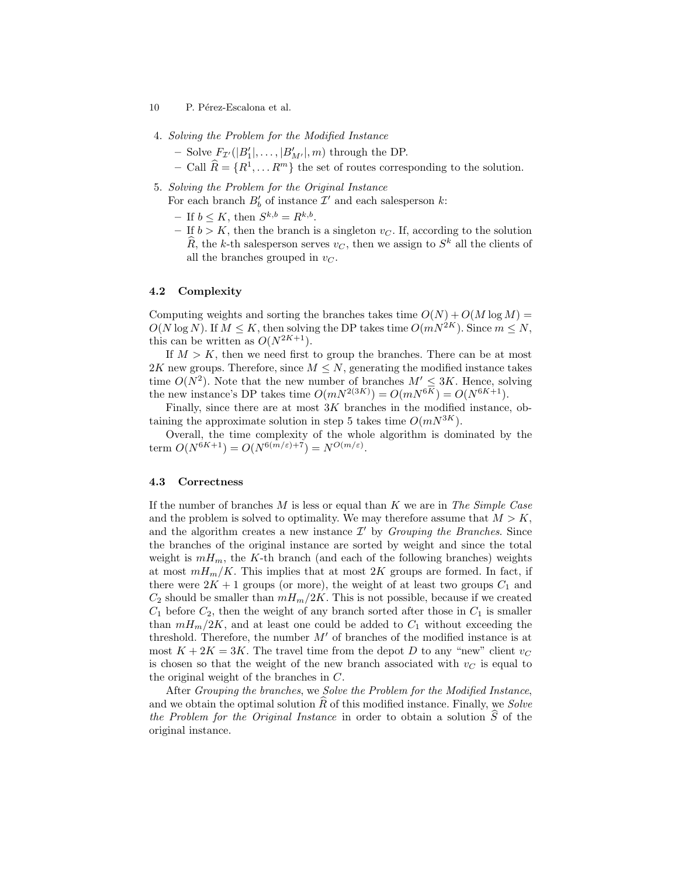4. *Solving the Problem for the Modified Instance*
   - Solve $F_{\mathcal{I}'}(|B'_1|, \ldots, |B'_{M'}|, m)$ through the DP.
   - Call $\widehat{R} = \{R^1, \ldots R^m\}$ the set of routes corresponding to the solution.
5. *Solving the Problem for the Original Instance*
   For each branch $B'_b$ of instance $\mathcal{I}'$ and each salesperson $k$:
   - If $b \leq K$, then $S^{k,b} = R^{k,b}$.
   - If $b > K$, then the branch is a singleton $v_C$. If, according to the solution $\widehat{R}$, the $k$-th salesperson serves $v_C$, then we assign to $S^k$ all the clients of all the branches grouped in $v_C$.

### 4.2 Complexity

Computing weights and sorting the branches takes time $O(N) + O(M \log M) = O(N \log N)$. If $M \leq K$, then solving the DP takes time $O(mN^{2K})$. Since $m \leq N$, this can be written as $O(N^{2K+1})$.

If $M > K$, then we need first to group the branches. There can be at most $2K$ new groups. Therefore, since $M \leq N$, generating the modified instance takes time $O(N^2)$. Note that the new number of branches $M' \leq 3K$. Hence, solving the new instance's DP takes time $O(mN^{2(3K)}) = O(mN^{6K}) = O(N^{6K+1})$.

Finally, since there are at most $3K$ branches in the modified instance, obtaining the approximate solution in step 5 takes time $O(mN^{3K})$.

Overall, the time complexity of the whole algorithm is dominated by the term $O(N^{6K+1}) = O(N^{6(m/\varepsilon)+7}) = N^{O(m/\varepsilon)}$.

### 4.3 Correctness

If the number of branches $M$ is less or equal than $K$ we are in *The Simple Case* and the problem is solved to optimality. We may therefore assume that $M > K$, and the algorithm creates a new instance $\mathcal{I}'$ by *Grouping the Branches*. Since the branches of the original instance are sorted by weight and since the total weight is $mH_m$, the $K$-th branch (and each of the following branches) weights at most $mH_m/K$. This implies that at most $2K$ groups are formed. In fact, if there were $2K + 1$ groups (or more), the weight of at least two groups $C_1$ and $C_2$ should be smaller than $mH_m/2K$. This is not possible, because if we created $C_1$ before $C_2$, then the weight of any branch sorted after those in $C_1$ is smaller than $mH_m/2K$, and at least one could be added to $C_1$ without exceeding the threshold. Therefore, the number $M'$ of branches of the modified instance is at most $K + 2K = 3K$. The travel time from the depot $D$ to any "new" client $v_C$ is chosen so that the weight of the new branch associated with $v_C$ is equal to the original weight of the branches in $C$.

After *Grouping the branches*, we *Solve the Problem for the Modified Instance*, and we obtain the optimal solution $\widehat{R}$ of this modified instance. Finally, we *Solve the Problem for the Original Instance* in order to obtain a solution $\widehat{S}$ of the original instance.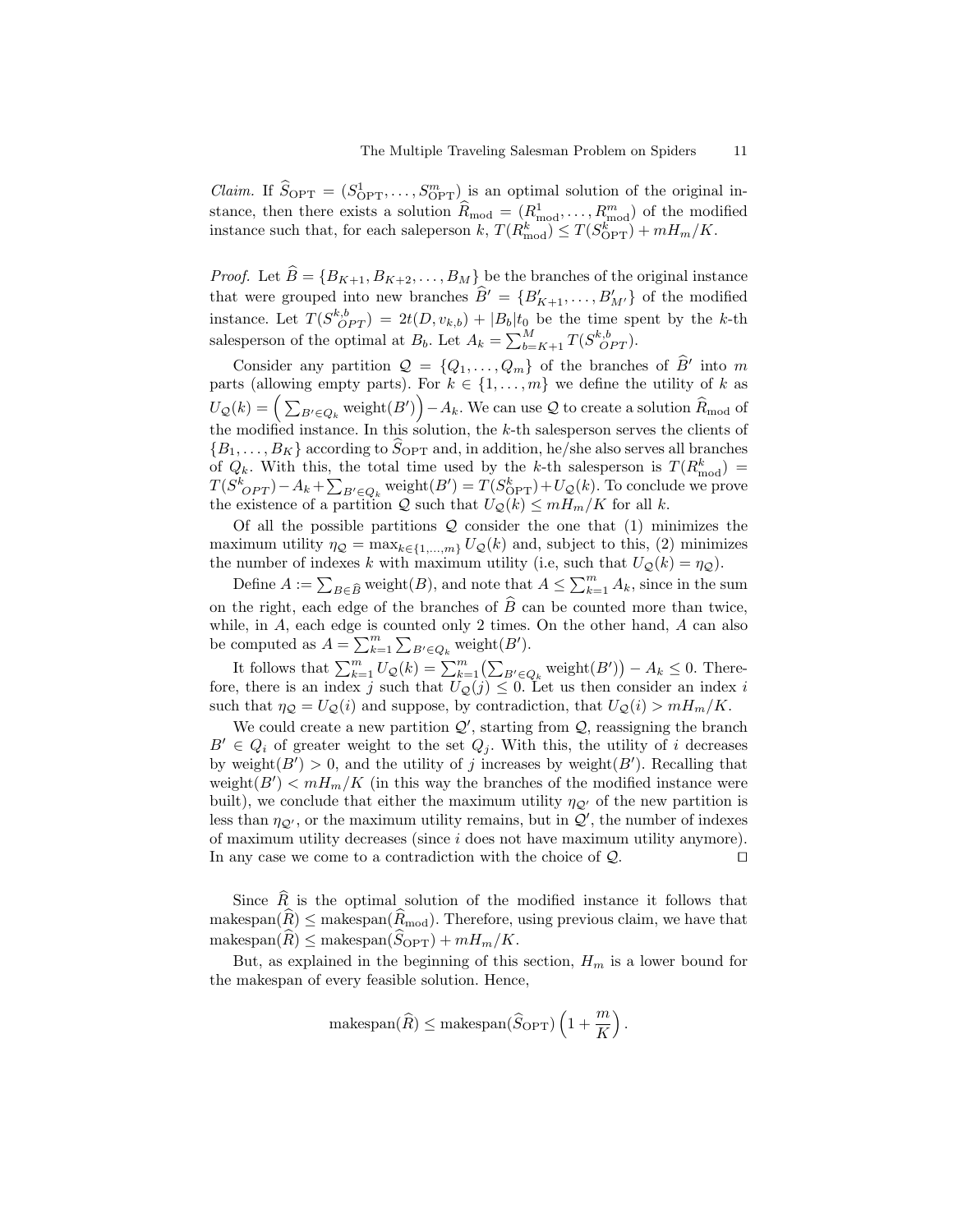*Claim.* If $\widehat{S}_{\text{OPT}} = (S^1_{\text{OPT}}, \ldots, S^m_{\text{OPT}})$ is an optimal solution of the original instance, then there exists a solution $\widehat{R}_{\text{mod}} = (R^1_{\text{mod}}, \ldots, R^m_{\text{mod}})$ of the modified instance such that, for each saleperson $k$, $T(R^k_{\text{mod}}) \leq T(S^k_{\text{OPT}}) + mH_m/K$.

*Proof.* Let $\widehat{B} = \{B_{K+1}, B_{K+2}, \ldots, B_M\}$ be the branches of the original instance that were grouped into new branches $\widehat{B}' = \{B'_{K+1}, \ldots, B'_{M'}\}$ of the modified instance. Let $T(S^{k,b}_{OPT}) = 2t(D, v_{k,b}) + |B_b|t_0$ be the time spent by the $k$-th salesperson of the optimal at $B_b$. Let $A_k = \sum_{b=K+1}^{M} T(S^{k,b}_{OPT})$.

Consider any partition $\mathcal{Q} = \{Q_1, \ldots, Q_m\}$ of the branches of $\widehat{B}'$ into $m$ parts (allowing empty parts). For $k \in \{1, \ldots, m\}$ we define the utility of $k$ as $U_{\mathcal{Q}}(k) = \Big( \sum_{B' \in Q_k} \text{weight}(B') \Big) - A_k$. We can use $\mathcal{Q}$ to create a solution $\widehat{R}_{\text{mod}}$ of the modified instance. In this solution, the $k$-th salesperson serves the clients of $\{B_1, \ldots, B_K\}$ according to $\widehat{S}_{\text{OPT}}$ and, in addition, he/she also serves all branches of $Q_k$. With this, the total time used by the $k$-th salesperson is $T(R^k_{\text{mod}}) = T(S^k_{OPT}) - A_k + \sum_{B' \in Q_k} \text{weight}(B') = T(S^k_{\text{OPT}}) + U_{\mathcal{Q}}(k)$. To conclude we prove the existence of a partition $\mathcal{Q}$ such that $U_{\mathcal{Q}}(k) \leq mH_m/K$ for all $k$.

Of all the possible partitions $\mathcal{Q}$ consider the one that (1) minimizes the maximum utility $\eta_{\mathcal{Q}} = \max_{k \in \{1,\ldots,m\}} U_{\mathcal{Q}}(k)$ and, subject to this, (2) minimizes the number of indexes $k$ with maximum utility (i.e, such that $U_{\mathcal{Q}}(k) = \eta_{\mathcal{Q}}$).

Define $A := \sum_{B \in \widehat{B}} \text{weight}(B)$, and note that $A \leq \sum_{k=1}^{m} A_k$, since in the sum on the right, each edge of the branches of $\widehat{B}$ can be counted more than twice, while, in $A$, each edge is counted only 2 times. On the other hand, $A$ can also be computed as $A = \sum_{k=1}^{m} \sum_{B' \in Q_k} \text{weight}(B')$.

It follows that $\sum_{k=1}^{m} U_{\mathcal{Q}}(k) = \sum_{k=1}^{m} \big( \sum_{B' \in Q_k} \text{weight}(B') \big) - A_k \leq 0$. Therefore, there is an index $j$ such that $U_{\mathcal{Q}}(j) \leq 0$. Let us then consider an index $i$ such that $\eta_{\mathcal{Q}} = U_{\mathcal{Q}}(i)$ and suppose, by contradiction, that $U_{\mathcal{Q}}(i) > mH_m/K$.

We could create a new partition $\mathcal{Q}'$, starting from $\mathcal{Q}$, reassigning the branch $B' \in Q_i$ of greater weight to the set $Q_j$. With this, the utility of $i$ decreases by $\text{weight}(B') > 0$, and the utility of $j$ increases by $\text{weight}(B')$. Recalling that $\text{weight}(B') < mH_m/K$ (in this way the branches of the modified instance were built), we conclude that either the maximum utility $\eta_{\mathcal{Q}'}$ of the new partition is less than $\eta_{\mathcal{Q}'}$, or the maximum utility remains, but in $\mathcal{Q}'$, the number of indexes of maximum utility decreases (since $i$ does not have maximum utility anymore). In any case we come to a contradiction with the choice of $\mathcal{Q}$. $\square$

Since $\widehat{R}$ is the optimal solution of the modified instance it follows that $\text{makespan}(\widehat{R}) \leq \text{makespan}(\widehat{R}_{\text{mod}})$. Therefore, using previous claim, we have that $\text{makespan}(\widehat{R}) \leq \text{makespan}(\widehat{S}_{\text{OPT}}) + mH_m/K$.

But, as explained in the beginning of this section, $H_m$ is a lower bound for the makespan of every feasible solution. Hence,

$$\text{makespan}(\widehat{R}) \leq \text{makespan}(\widehat{S}_{\text{OPT}}) \left(1 + \frac{m}{K}\right).$$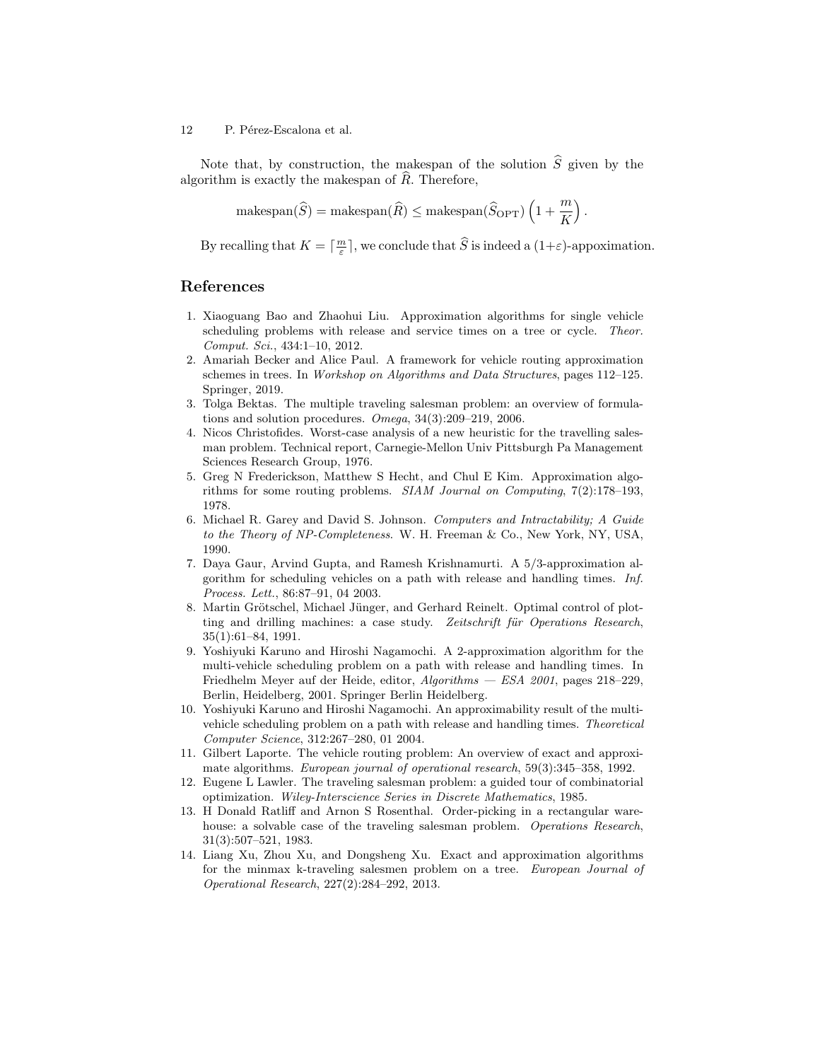Note that, by construction, the makespan of the solution $\widehat{S}$ given by the algorithm is exactly the makespan of $\widehat{R}$. Therefore,

$$\text{makespan}(\widehat{S}) = \text{makespan}(\widehat{R}) \leq \text{makespan}(\widehat{S}_{\text{OPT}}) \left(1 + \frac{m}{K}\right).$$

By recalling that $K = \lceil \frac{m}{\varepsilon} \rceil$, we conclude that $\widehat{S}$ is indeed a $(1+\varepsilon)$-appoximation.

## References

1. Xiaoguang Bao and Zhaohui Liu. Approximation algorithms for single vehicle scheduling problems with release and service times on a tree or cycle. *Theor. Comput. Sci.*, 434:1–10, 2012.
2. Amariah Becker and Alice Paul. A framework for vehicle routing approximation schemes in trees. In *Workshop on Algorithms and Data Structures*, pages 112–125. Springer, 2019.
3. Tolga Bektas. The multiple traveling salesman problem: an overview of formulations and solution procedures. *Omega*, 34(3):209–219, 2006.
4. Nicos Christofides. Worst-case analysis of a new heuristic for the travelling salesman problem. Technical report, Carnegie-Mellon Univ Pittsburgh Pa Management Sciences Research Group, 1976.
5. Greg N Frederickson, Matthew S Hecht, and Chul E Kim. Approximation algorithms for some routing problems. *SIAM Journal on Computing*, 7(2):178–193, 1978.
6. Michael R. Garey and David S. Johnson. *Computers and Intractability; A Guide to the Theory of NP-Completeness*. W. H. Freeman & Co., New York, NY, USA, 1990.
7. Daya Gaur, Arvind Gupta, and Ramesh Krishnamurti. A 5/3-approximation algorithm for scheduling vehicles on a path with release and handling times. *Inf. Process. Lett.*, 86:87–91, 04 2003.
8. Martin Grötschel, Michael Jünger, and Gerhard Reinelt. Optimal control of plotting and drilling machines: a case study. *Zeitschrift für Operations Research*, 35(1):61–84, 1991.
9. Yoshiyuki Karuno and Hiroshi Nagamochi. A 2-approximation algorithm for the multi-vehicle scheduling problem on a path with release and handling times. In Friedhelm Meyer auf der Heide, editor, *Algorithms — ESA 2001*, pages 218–229, Berlin, Heidelberg, 2001. Springer Berlin Heidelberg.
10. Yoshiyuki Karuno and Hiroshi Nagamochi. An approximability result of the multi-vehicle scheduling problem on a path with release and handling times. *Theoretical Computer Science*, 312:267–280, 01 2004.
11. Gilbert Laporte. The vehicle routing problem: An overview of exact and approximate algorithms. *European journal of operational research*, 59(3):345–358, 1992.
12. Eugene L Lawler. The traveling salesman problem: a guided tour of combinatorial optimization. *Wiley-Interscience Series in Discrete Mathematics*, 1985.
13. H Donald Ratliff and Arnon S Rosenthal. Order-picking in a rectangular warehouse: a solvable case of the traveling salesman problem. *Operations Research*, 31(3):507–521, 1983.
14. Liang Xu, Zhou Xu, and Dongsheng Xu. Exact and approximation algorithms for the minmax k-traveling salesmen problem on a tree. *European Journal of Operational Research*, 227(2):284–292, 2013.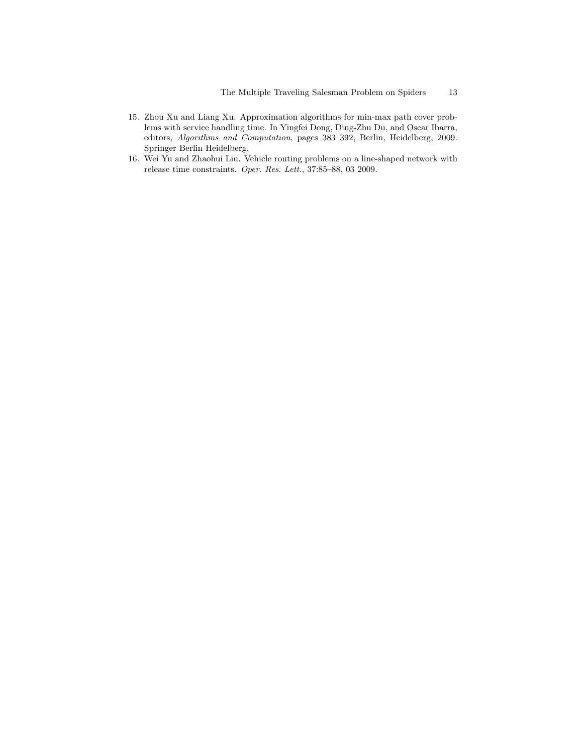15. Zhou Xu and Liang Xu. Approximation algorithms for min-max path cover problems with service handling time. In Yingfei Dong, Ding-Zhu Du, and Oscar Ibarra, editors, *Algorithms and Computation*, pages 383–392, Berlin, Heidelberg, 2009. Springer Berlin Heidelberg.
16. Wei Yu and Zhaohui Liu. Vehicle routing problems on a line-shaped network with release time constraints. *Oper. Res. Lett.*, 37:85–88, 03 2009.